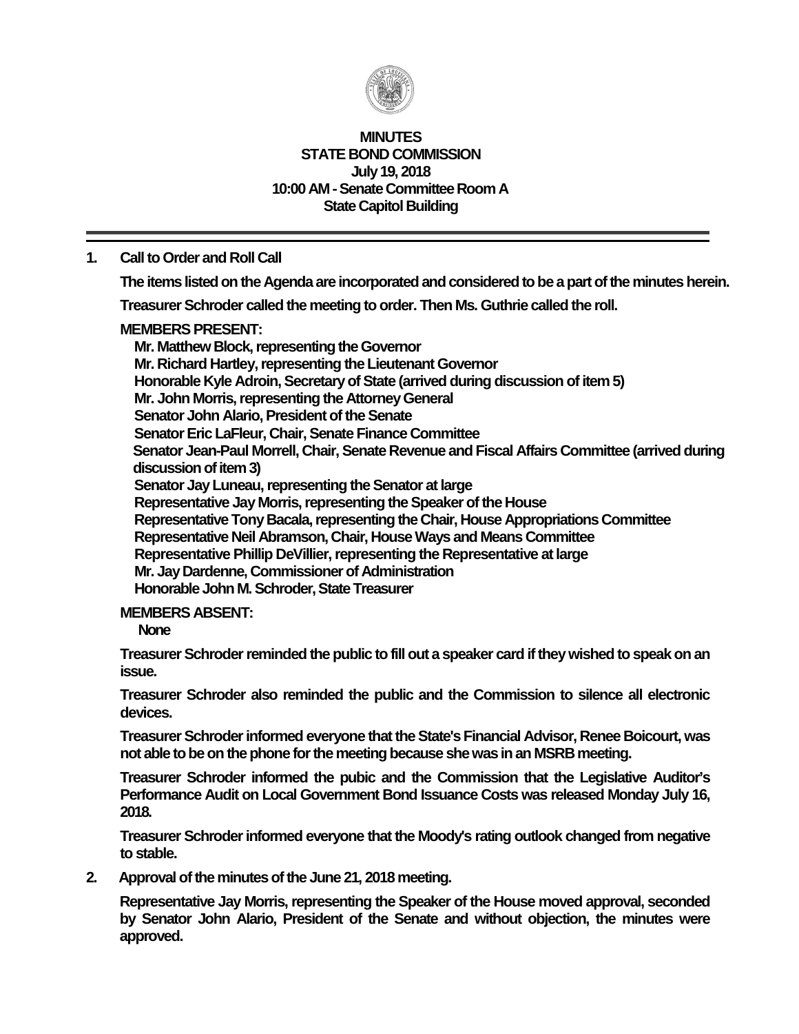# MINUTES
## STATE BOND COMMISSION
### July 19, 2018
### 10:00 AM - Senate Committee Room A
### State Capitol Building

---

**1. Call to Order and Roll Call**

The items listed on the Agenda are incorporated and considered to be a part of the minutes herein.

Treasurer Schroder called the meeting to order. Then Ms. Guthrie called the roll.

**MEMBERS PRESENT:**

Mr. Matthew Block, representing the Governor
Mr. Richard Hartley, representing the Lieutenant Governor
Honorable Kyle Adroin, Secretary of State (arrived during discussion of item 5)
Mr. John Morris, representing the Attorney General
Senator John Alario, President of the Senate
Senator Eric LaFleur, Chair, Senate Finance Committee
Senator Jean-Paul Morrell, Chair, Senate Revenue and Fiscal Affairs Committee (arrived during discussion of item 3)
Senator Jay Luneau, representing the Senator at large
Representative Jay Morris, representing the Speaker of the House
Representative Tony Bacala, representing the Chair, House Appropriations Committee
Representative Neil Abramson, Chair, House Ways and Means Committee
Representative Phillip DeVillier, representing the Representative at large
Mr. Jay Dardenne, Commissioner of Administration
Honorable John M. Schroder, State Treasurer

**MEMBERS ABSENT:**

None

Treasurer Schroder reminded the public to fill out a speaker card if they wished to speak on an issue.

Treasurer Schroder also reminded the public and the Commission to silence all electronic devices.

Treasurer Schroder informed everyone that the State's Financial Advisor, Renee Boicourt, was not able to be on the phone for the meeting because she was in an MSRB meeting.

Treasurer Schroder informed the pubic and the Commission that the Legislative Auditor's Performance Audit on Local Government Bond Issuance Costs was released Monday July 16, 2018.

Treasurer Schroder informed everyone that the Moody's rating outlook changed from negative to stable.

**2. Approval of the minutes of the June 21, 2018 meeting.**

Representative Jay Morris, representing the Speaker of the House moved approval, seconded by Senator John Alario, President of the Senate and without objection, the minutes were approved.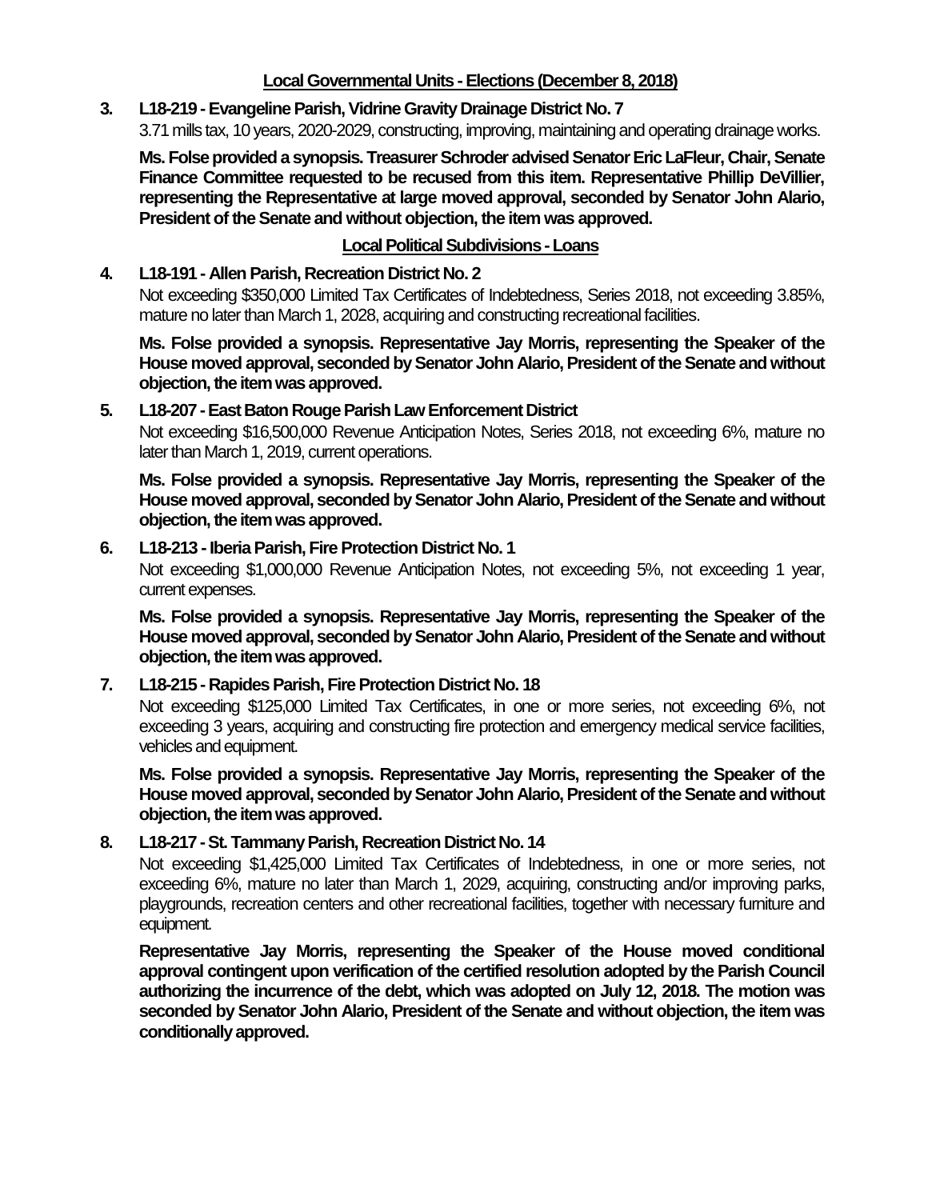## Local Governmental Units - Elections (December 8, 2018)

**3. L18-219 - Evangeline Parish, Vidrine Gravity Drainage District No. 7**

3.71 mills tax, 10 years, 2020-2029, constructing, improving, maintaining and operating drainage works.

**Ms. Folse provided a synopsis. Treasurer Schroder advised Senator Eric LaFleur, Chair, Senate Finance Committee requested to be recused from this item. Representative Phillip DeVillier, representing the Representative at large moved approval, seconded by Senator John Alario, President of the Senate and without objection, the item was approved.**

## Local Political Subdivisions - Loans

**4. L18-191 - Allen Parish, Recreation District No. 2**

Not exceeding $350,000 Limited Tax Certificates of Indebtedness, Series 2018, not exceeding 3.85%, mature no later than March 1, 2028, acquiring and constructing recreational facilities.

**Ms. Folse provided a synopsis. Representative Jay Morris, representing the Speaker of the House moved approval, seconded by Senator John Alario, President of the Senate and without objection, the item was approved.**

**5. L18-207 - East Baton Rouge Parish Law Enforcement District**

Not exceeding $16,500,000 Revenue Anticipation Notes, Series 2018, not exceeding 6%, mature no later than March 1, 2019, current operations.

**Ms. Folse provided a synopsis. Representative Jay Morris, representing the Speaker of the House moved approval, seconded by Senator John Alario, President of the Senate and without objection, the item was approved.**

**6. L18-213 - Iberia Parish, Fire Protection District No. 1**

Not exceeding $1,000,000 Revenue Anticipation Notes, not exceeding 5%, not exceeding 1 year, current expenses.

**Ms. Folse provided a synopsis. Representative Jay Morris, representing the Speaker of the House moved approval, seconded by Senator John Alario, President of the Senate and without objection, the item was approved.**

**7. L18-215 - Rapides Parish, Fire Protection District No. 18**

Not exceeding $125,000 Limited Tax Certificates, in one or more series, not exceeding 6%, not exceeding 3 years, acquiring and constructing fire protection and emergency medical service facilities, vehicles and equipment.

**Ms. Folse provided a synopsis. Representative Jay Morris, representing the Speaker of the House moved approval, seconded by Senator John Alario, President of the Senate and without objection, the item was approved.**

**8. L18-217 - St. Tammany Parish, Recreation District No. 14**

Not exceeding $1,425,000 Limited Tax Certificates of Indebtedness, in one or more series, not exceeding 6%, mature no later than March 1, 2029, acquiring, constructing and/or improving parks, playgrounds, recreation centers and other recreational facilities, together with necessary furniture and equipment.

**Representative Jay Morris, representing the Speaker of the House moved conditional approval contingent upon verification of the certified resolution adopted by the Parish Council authorizing the incurrence of the debt, which was adopted on July 12, 2018. The motion was seconded by Senator John Alario, President of the Senate and without objection, the item was conditionally approved.**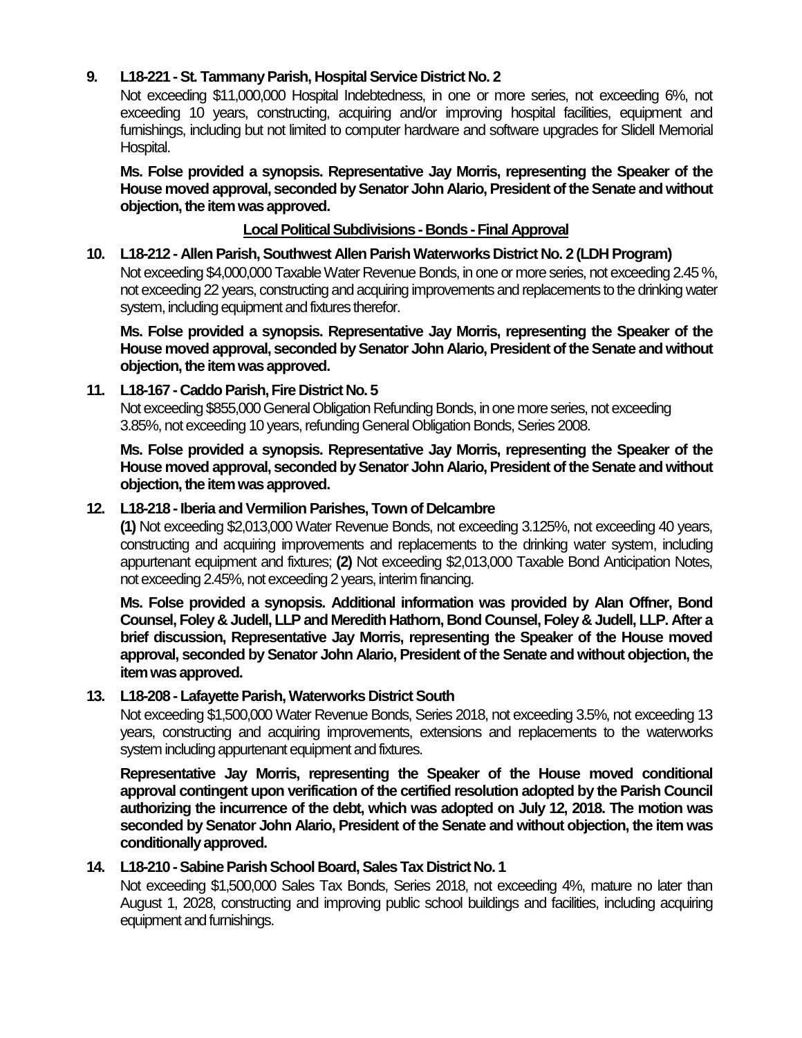**9. L18-221 - St. Tammany Parish, Hospital Service District No. 2**

Not exceeding $11,000,000 Hospital Indebtedness, in one or more series, not exceeding 6%, not exceeding 10 years, constructing, acquiring and/or improving hospital facilities, equipment and furnishings, including but not limited to computer hardware and software upgrades for Slidell Memorial Hospital.

**Ms. Folse provided a synopsis. Representative Jay Morris, representing the Speaker of the House moved approval, seconded by Senator John Alario, President of the Senate and without objection, the item was approved.**

**Local Political Subdivisions - Bonds - Final Approval**

**10. L18-212 - Allen Parish, Southwest Allen Parish Waterworks District No. 2 (LDH Program)**

Not exceeding $4,000,000 Taxable Water Revenue Bonds, in one or more series, not exceeding 2.45 %, not exceeding 22 years, constructing and acquiring improvements and replacements to the drinking water system, including equipment and fixtures therefor.

**Ms. Folse provided a synopsis. Representative Jay Morris, representing the Speaker of the House moved approval, seconded by Senator John Alario, President of the Senate and without objection, the item was approved.**

**11. L18-167 - Caddo Parish, Fire District No. 5**

Not exceeding $855,000 General Obligation Refunding Bonds, in one more series, not exceeding 3.85%, not exceeding 10 years, refunding General Obligation Bonds, Series 2008.

**Ms. Folse provided a synopsis. Representative Jay Morris, representing the Speaker of the House moved approval, seconded by Senator John Alario, President of the Senate and without objection, the item was approved.**

**12. L18-218 - Iberia and Vermilion Parishes, Town of Delcambre**

**(1)** Not exceeding $2,013,000 Water Revenue Bonds, not exceeding 3.125%, not exceeding 40 years, constructing and acquiring improvements and replacements to the drinking water system, including appurtenant equipment and fixtures; **(2)** Not exceeding $2,013,000 Taxable Bond Anticipation Notes, not exceeding 2.45%, not exceeding 2 years, interim financing.

**Ms. Folse provided a synopsis. Additional information was provided by Alan Offner, Bond Counsel, Foley & Judell, LLP and Meredith Hathorn, Bond Counsel, Foley & Judell, LLP. After a brief discussion, Representative Jay Morris, representing the Speaker of the House moved approval, seconded by Senator John Alario, President of the Senate and without objection, the item was approved.**

**13. L18-208 - Lafayette Parish, Waterworks District South**

Not exceeding $1,500,000 Water Revenue Bonds, Series 2018, not exceeding 3.5%, not exceeding 13 years, constructing and acquiring improvements, extensions and replacements to the waterworks system including appurtenant equipment and fixtures.

**Representative Jay Morris, representing the Speaker of the House moved conditional approval contingent upon verification of the certified resolution adopted by the Parish Council authorizing the incurrence of the debt, which was adopted on July 12, 2018. The motion was seconded by Senator John Alario, President of the Senate and without objection, the item was conditionally approved.**

**14. L18-210 - Sabine Parish School Board, Sales Tax District No. 1**

Not exceeding $1,500,000 Sales Tax Bonds, Series 2018, not exceeding 4%, mature no later than August 1, 2028, constructing and improving public school buildings and facilities, including acquiring equipment and furnishings.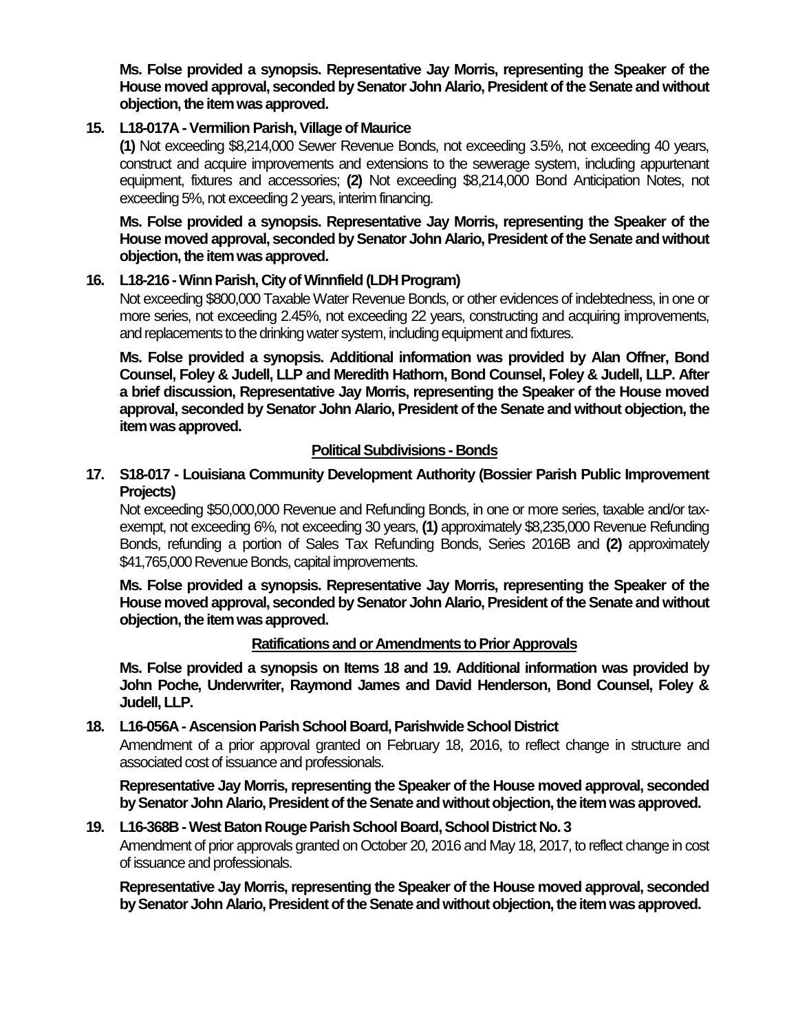**Ms. Folse provided a synopsis. Representative Jay Morris, representing the Speaker of the House moved approval, seconded by Senator John Alario, President of the Senate and without objection, the item was approved.**

**15. L18-017A - Vermilion Parish, Village of Maurice**

**(1)** Not exceeding $8,214,000 Sewer Revenue Bonds, not exceeding 3.5%, not exceeding 40 years, construct and acquire improvements and extensions to the sewerage system, including appurtenant equipment, fixtures and accessories; **(2)** Not exceeding $8,214,000 Bond Anticipation Notes, not exceeding 5%, not exceeding 2 years, interim financing.

**Ms. Folse provided a synopsis. Representative Jay Morris, representing the Speaker of the House moved approval, seconded by Senator John Alario, President of the Senate and without objection, the item was approved.**

**16. L18-216 - Winn Parish, City of Winnfield (LDH Program)**

Not exceeding $800,000 Taxable Water Revenue Bonds, or other evidences of indebtedness, in one or more series, not exceeding 2.45%, not exceeding 22 years, constructing and acquiring improvements, and replacements to the drinking water system, including equipment and fixtures.

**Ms. Folse provided a synopsis. Additional information was provided by Alan Offner, Bond Counsel, Foley & Judell, LLP and Meredith Hathorn, Bond Counsel, Foley & Judell, LLP. After a brief discussion, Representative Jay Morris, representing the Speaker of the House moved approval, seconded by Senator John Alario, President of the Senate and without objection, the item was approved.**

## Political Subdivisions - Bonds

**17. S18-017 - Louisiana Community Development Authority (Bossier Parish Public Improvement Projects)**

Not exceeding $50,000,000 Revenue and Refunding Bonds, in one or more series, taxable and/or tax-exempt, not exceeding 6%, not exceeding 30 years, **(1)** approximately $8,235,000 Revenue Refunding Bonds, refunding a portion of Sales Tax Refunding Bonds, Series 2016B and **(2)** approximately $41,765,000 Revenue Bonds, capital improvements.

**Ms. Folse provided a synopsis. Representative Jay Morris, representing the Speaker of the House moved approval, seconded by Senator John Alario, President of the Senate and without objection, the item was approved.**

## Ratifications and or Amendments to Prior Approvals

**Ms. Folse provided a synopsis on Items 18 and 19. Additional information was provided by John Poche, Underwriter, Raymond James and David Henderson, Bond Counsel, Foley & Judell, LLP.**

**18. L16-056A - Ascension Parish School Board, Parishwide School District**

Amendment of a prior approval granted on February 18, 2016, to reflect change in structure and associated cost of issuance and professionals.

**Representative Jay Morris, representing the Speaker of the House moved approval, seconded by Senator John Alario, President of the Senate and without objection, the item was approved.**

**19. L16-368B - West Baton Rouge Parish School Board, School District No. 3**

Amendment of prior approvals granted on October 20, 2016 and May 18, 2017, to reflect change in cost of issuance and professionals.

**Representative Jay Morris, representing the Speaker of the House moved approval, seconded by Senator John Alario, President of the Senate and without objection, the item was approved.**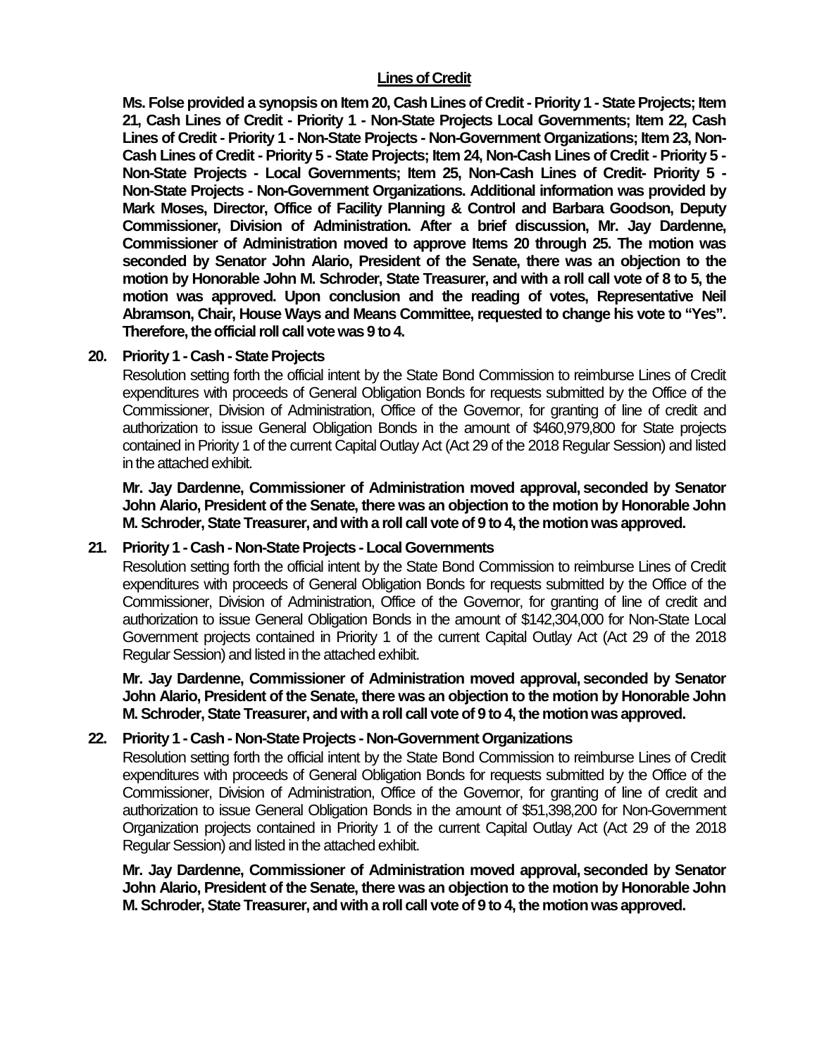## Lines of Credit

**Ms. Folse provided a synopsis on Item 20, Cash Lines of Credit - Priority 1 - State Projects; Item 21, Cash Lines of Credit - Priority 1 - Non-State Projects Local Governments; Item 22, Cash Lines of Credit - Priority 1 - Non-State Projects - Non-Government Organizations; Item 23, Non-Cash Lines of Credit - Priority 5 - State Projects; Item 24, Non-Cash Lines of Credit - Priority 5 - Non-State Projects - Local Governments; Item 25, Non-Cash Lines of Credit- Priority 5 - Non-State Projects - Non-Government Organizations. Additional information was provided by Mark Moses, Director, Office of Facility Planning & Control and Barbara Goodson, Deputy Commissioner, Division of Administration. After a brief discussion, Mr. Jay Dardenne, Commissioner of Administration moved to approve Items 20 through 25. The motion was seconded by Senator John Alario, President of the Senate, there was an objection to the motion by Honorable John M. Schroder, State Treasurer, and with a roll call vote of 8 to 5, the motion was approved. Upon conclusion and the reading of votes, Representative Neil Abramson, Chair, House Ways and Means Committee, requested to change his vote to "Yes". Therefore, the official roll call vote was 9 to 4.**

**20. Priority 1 - Cash - State Projects**

Resolution setting forth the official intent by the State Bond Commission to reimburse Lines of Credit expenditures with proceeds of General Obligation Bonds for requests submitted by the Office of the Commissioner, Division of Administration, Office of the Governor, for granting of line of credit and authorization to issue General Obligation Bonds in the amount of $460,979,800 for State projects contained in Priority 1 of the current Capital Outlay Act (Act 29 of the 2018 Regular Session) and listed in the attached exhibit.

**Mr. Jay Dardenne, Commissioner of Administration moved approval, seconded by Senator John Alario, President of the Senate, there was an objection to the motion by Honorable John M. Schroder, State Treasurer, and with a roll call vote of 9 to 4, the motion was approved.**

**21. Priority 1 - Cash - Non-State Projects - Local Governments**

Resolution setting forth the official intent by the State Bond Commission to reimburse Lines of Credit expenditures with proceeds of General Obligation Bonds for requests submitted by the Office of the Commissioner, Division of Administration, Office of the Governor, for granting of line of credit and authorization to issue General Obligation Bonds in the amount of $142,304,000 for Non-State Local Government projects contained in Priority 1 of the current Capital Outlay Act (Act 29 of the 2018 Regular Session) and listed in the attached exhibit.

**Mr. Jay Dardenne, Commissioner of Administration moved approval, seconded by Senator John Alario, President of the Senate, there was an objection to the motion by Honorable John M. Schroder, State Treasurer, and with a roll call vote of 9 to 4, the motion was approved.**

**22. Priority 1 - Cash - Non-State Projects - Non-Government Organizations**

Resolution setting forth the official intent by the State Bond Commission to reimburse Lines of Credit expenditures with proceeds of General Obligation Bonds for requests submitted by the Office of the Commissioner, Division of Administration, Office of the Governor, for granting of line of credit and authorization to issue General Obligation Bonds in the amount of $51,398,200 for Non-Government Organization projects contained in Priority 1 of the current Capital Outlay Act (Act 29 of the 2018 Regular Session) and listed in the attached exhibit.

**Mr. Jay Dardenne, Commissioner of Administration moved approval, seconded by Senator John Alario, President of the Senate, there was an objection to the motion by Honorable John M. Schroder, State Treasurer, and with a roll call vote of 9 to 4, the motion was approved.**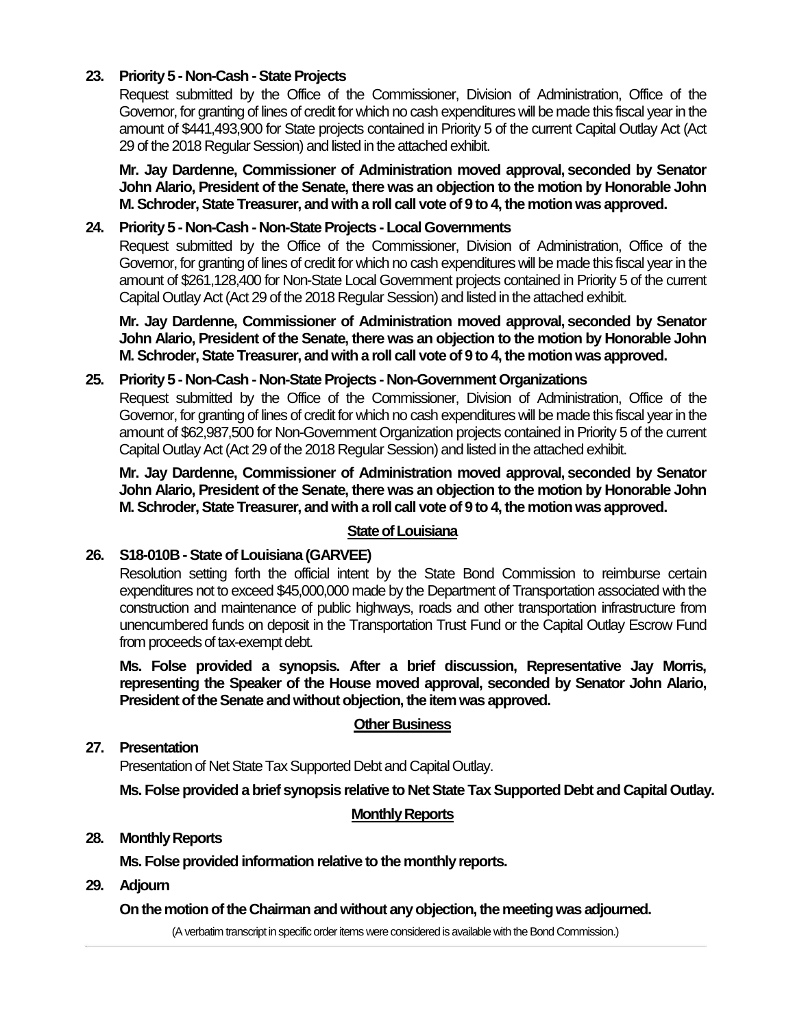**23. Priority 5 - Non-Cash - State Projects**

Request submitted by the Office of the Commissioner, Division of Administration, Office of the Governor, for granting of lines of credit for which no cash expenditures will be made this fiscal year in the amount of $441,493,900 for State projects contained in Priority 5 of the current Capital Outlay Act (Act 29 of the 2018 Regular Session) and listed in the attached exhibit.

**Mr. Jay Dardenne, Commissioner of Administration moved approval, seconded by Senator John Alario, President of the Senate, there was an objection to the motion by Honorable John M. Schroder, State Treasurer, and with a roll call vote of 9 to 4, the motion was approved.**

**24. Priority 5 - Non-Cash - Non-State Projects - Local Governments**

Request submitted by the Office of the Commissioner, Division of Administration, Office of the Governor, for granting of lines of credit for which no cash expenditures will be made this fiscal year in the amount of $261,128,400 for Non-State Local Government projects contained in Priority 5 of the current Capital Outlay Act (Act 29 of the 2018 Regular Session) and listed in the attached exhibit.

**Mr. Jay Dardenne, Commissioner of Administration moved approval, seconded by Senator John Alario, President of the Senate, there was an objection to the motion by Honorable John M. Schroder, State Treasurer, and with a roll call vote of 9 to 4, the motion was approved.**

**25. Priority 5 - Non-Cash - Non-State Projects - Non-Government Organizations**

Request submitted by the Office of the Commissioner, Division of Administration, Office of the Governor, for granting of lines of credit for which no cash expenditures will be made this fiscal year in the amount of $62,987,500 for Non-Government Organization projects contained in Priority 5 of the current Capital Outlay Act (Act 29 of the 2018 Regular Session) and listed in the attached exhibit.

**Mr. Jay Dardenne, Commissioner of Administration moved approval, seconded by Senator John Alario, President of the Senate, there was an objection to the motion by Honorable John M. Schroder, State Treasurer, and with a roll call vote of 9 to 4, the motion was approved.**

## State of Louisiana

**26. S18-010B - State of Louisiana (GARVEE)**

Resolution setting forth the official intent by the State Bond Commission to reimburse certain expenditures not to exceed $45,000,000 made by the Department of Transportation associated with the construction and maintenance of public highways, roads and other transportation infrastructure from unencumbered funds on deposit in the Transportation Trust Fund or the Capital Outlay Escrow Fund from proceeds of tax-exempt debt.

**Ms. Folse provided a synopsis. After a brief discussion, Representative Jay Morris, representing the Speaker of the House moved approval, seconded by Senator John Alario, President of the Senate and without objection, the item was approved.**

## Other Business

**27. Presentation**

Presentation of Net State Tax Supported Debt and Capital Outlay.

**Ms. Folse provided a brief synopsis relative to Net State Tax Supported Debt and Capital Outlay.**

## Monthly Reports

**28. Monthly Reports**

**Ms. Folse provided information relative to the monthly reports.**

**29. Adjourn**

**On the motion of the Chairman and without any objection, the meeting was adjourned.**

(A verbatim transcript in specific order items were considered is available with the Bond Commission.)